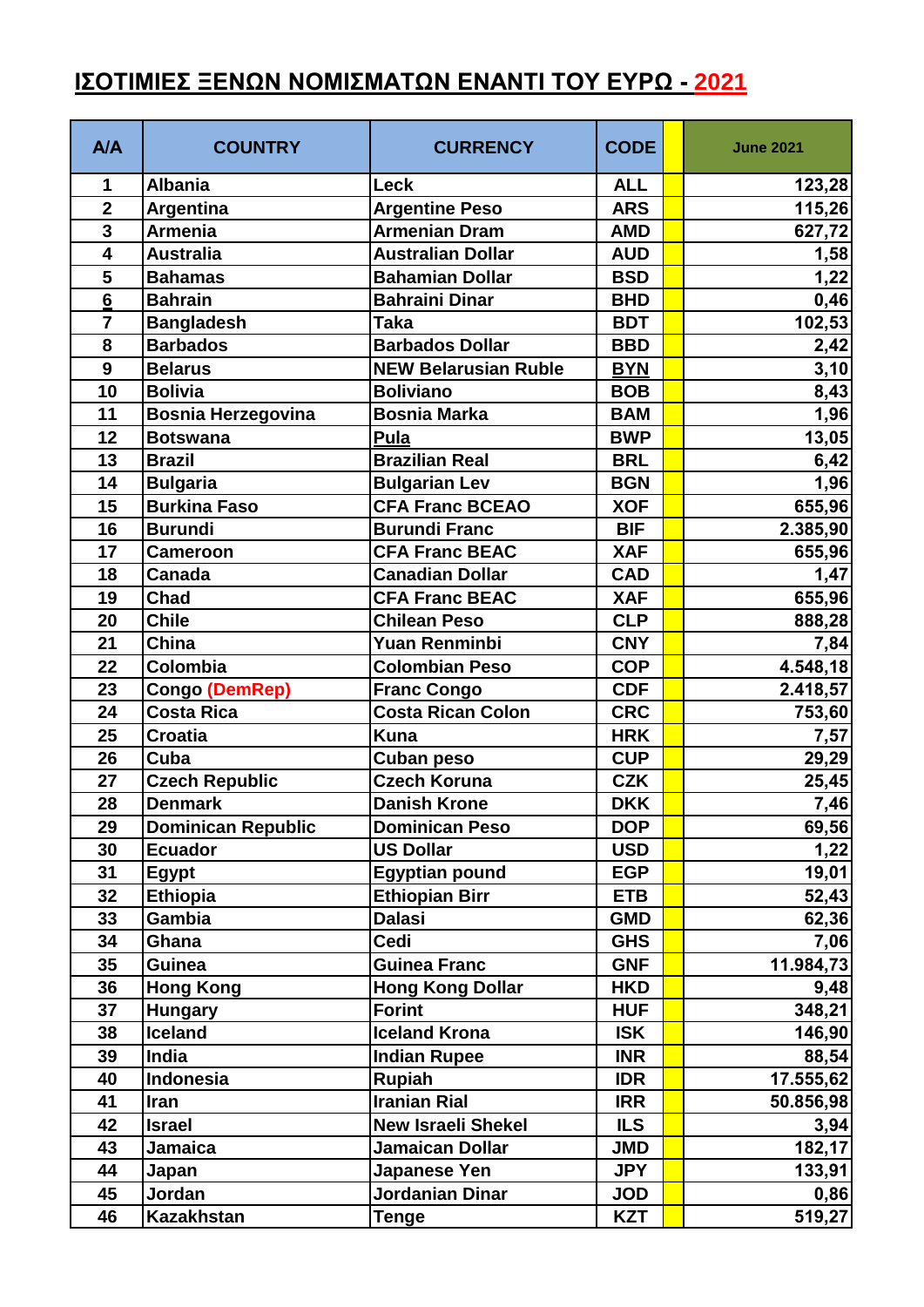# ΙΣΟΤΙΜΙΕΣ ΞΕΝΩΝ ΝΟΜΙΣΜΑΤΩΝ ΕΝΑΝΤΙ ΤΟΥ ΕΥΡΩ - 2021

| A/A | COUNTRY | CURRENCY | CODE | | June 2021 |
|---|---|---|---|---|---|
| 1 | Albania | Leck | ALL | | 123,28 |
| 2 | Argentina | Argentine Peso | ARS | | 115,26 |
| 3 | Armenia | Armenian Dram | AMD | | 627,72 |
| 4 | Australia | Australian Dollar | AUD | | 1,58 |
| 5 | Bahamas | Bahamian Dollar | BSD | | 1,22 |
| 6 | Bahrain | Bahraini Dinar | BHD | | 0,46 |
| 7 | Bangladesh | Taka | BDT | | 102,53 |
| 8 | Barbados | Barbados Dollar | BBD | | 2,42 |
| 9 | Belarus | NEW Belarusian Ruble | BYN | | 3,10 |
| 10 | Bolivia | Boliviano | BOB | | 8,43 |
| 11 | Bosnia Herzegovina | Bosnia Marka | BAM | | 1,96 |
| 12 | Botswana | Pula | BWP | | 13,05 |
| 13 | Brazil | Brazilian Real | BRL | | 6,42 |
| 14 | Bulgaria | Bulgarian Lev | BGN | | 1,96 |
| 15 | Burkina Faso | CFA Franc BCEAO | XOF | | 655,96 |
| 16 | Burundi | Burundi Franc | BIF | | 2.385,90 |
| 17 | Cameroon | CFA Franc BEAC | XAF | | 655,96 |
| 18 | Canada | Canadian Dollar | CAD | | 1,47 |
| 19 | Chad | CFA Franc BEAC | XAF | | 655,96 |
| 20 | Chile | Chilean Peso | CLP | | 888,28 |
| 21 | China | Yuan Renminbi | CNY | | 7,84 |
| 22 | Colombia | Colombian Peso | COP | | 4.548,18 |
| 23 | Congo (DemRep) | Franc Congo | CDF | | 2.418,57 |
| 24 | Costa Rica | Costa Rican Colon | CRC | | 753,60 |
| 25 | Croatia | Kuna | HRK | | 7,57 |
| 26 | Cuba | Cuban peso | CUP | | 29,29 |
| 27 | Czech Republic | Czech Koruna | CZK | | 25,45 |
| 28 | Denmark | Danish Krone | DKK | | 7,46 |
| 29 | Dominican Republic | Dominican Peso | DOP | | 69,56 |
| 30 | Ecuador | US Dollar | USD | | 1,22 |
| 31 | Egypt | Egyptian pound | EGP | | 19,01 |
| 32 | Ethiopia | Ethiopian Birr | ETB | | 52,43 |
| 33 | Gambia | Dalasi | GMD | | 62,36 |
| 34 | Ghana | Cedi | GHS | | 7,06 |
| 35 | Guinea | Guinea Franc | GNF | | 11.984,73 |
| 36 | Hong Kong | Hong Kong Dollar | HKD | | 9,48 |
| 37 | Hungary | Forint | HUF | | 348,21 |
| 38 | Iceland | Iceland Krona | ISK | | 146,90 |
| 39 | India | Indian Rupee | INR | | 88,54 |
| 40 | Indonesia | Rupiah | IDR | | 17.555,62 |
| 41 | Iran | Iranian Rial | IRR | | 50.856,98 |
| 42 | Israel | New Israeli Shekel | ILS | | 3,94 |
| 43 | Jamaica | Jamaican Dollar | JMD | | 182,17 |
| 44 | Japan | Japanese Yen | JPY | | 133,91 |
| 45 | Jordan | Jordanian Dinar | JOD | | 0,86 |
| 46 | Kazakhstan | Tenge | KZT | | 519,27 |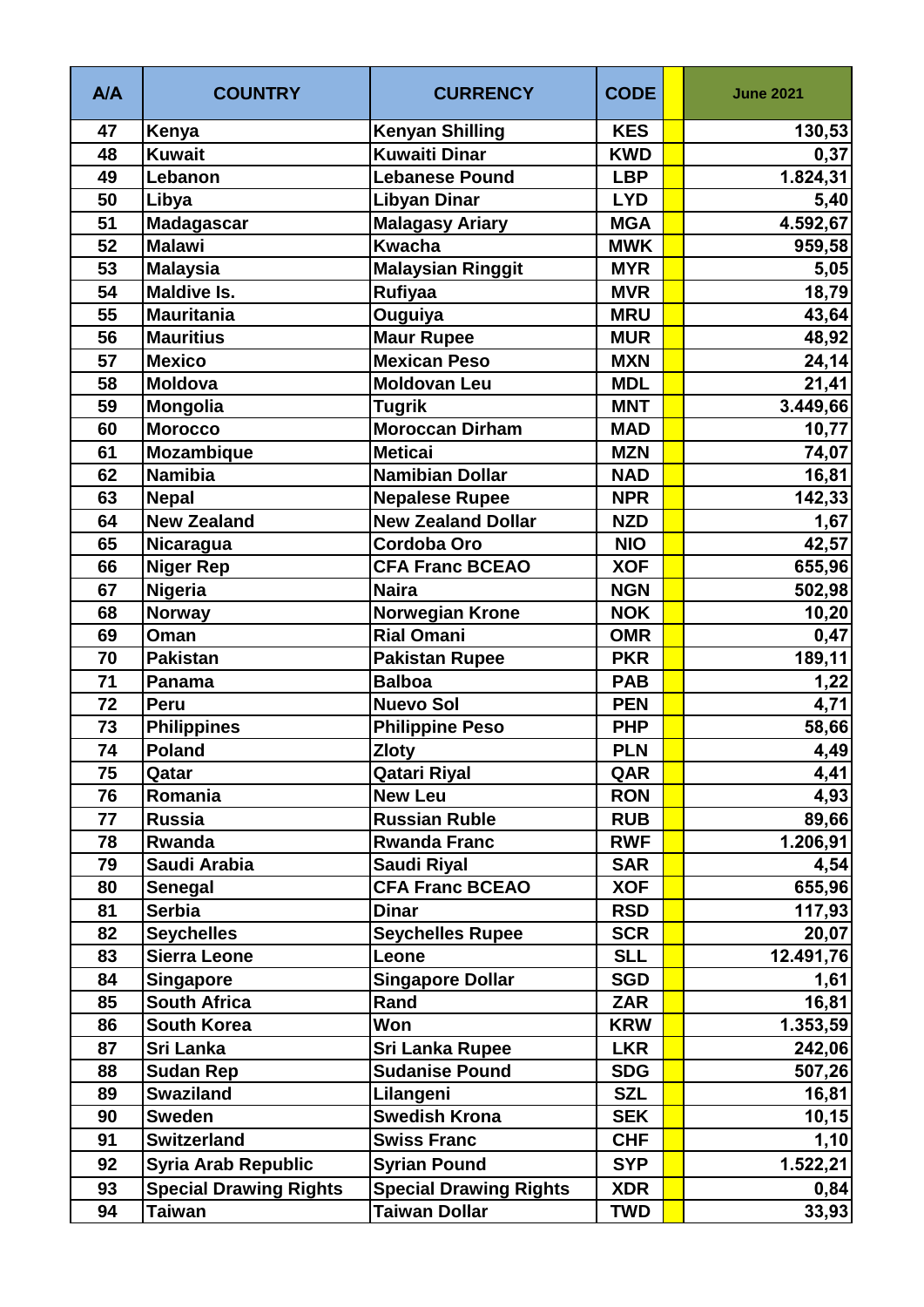| A/A | COUNTRY | CURRENCY | CODE | | June 2021 |
|---|---|---|---|---|---|
| 47 | Kenya | Kenyan Shilling | KES | | 130,53 |
| 48 | Kuwait | Kuwaiti Dinar | KWD | | 0,37 |
| 49 | Lebanon | Lebanese Pound | LBP | | 1.824,31 |
| 50 | Libya | Libyan Dinar | LYD | | 5,40 |
| 51 | Madagascar | Malagasy Ariary | MGA | | 4.592,67 |
| 52 | Malawi | Kwacha | MWK | | 959,58 |
| 53 | Malaysia | Malaysian Ringgit | MYR | | 5,05 |
| 54 | Maldive Is. | Rufiyaa | MVR | | 18,79 |
| 55 | Mauritania | Ouguiya | MRU | | 43,64 |
| 56 | Mauritius | Maur Rupee | MUR | | 48,92 |
| 57 | Mexico | Mexican Peso | MXN | | 24,14 |
| 58 | Moldova | Moldovan Leu | MDL | | 21,41 |
| 59 | Mongolia | Tugrik | MNT | | 3.449,66 |
| 60 | Morocco | Moroccan Dirham | MAD | | 10,77 |
| 61 | Mozambique | Meticai | MZN | | 74,07 |
| 62 | Namibia | Namibian Dollar | NAD | | 16,81 |
| 63 | Nepal | Nepalese Rupee | NPR | | 142,33 |
| 64 | New Zealand | New Zealand Dollar | NZD | | 1,67 |
| 65 | Nicaragua | Cordoba Oro | NIO | | 42,57 |
| 66 | Niger Rep | CFA Franc BCEAO | XOF | | 655,96 |
| 67 | Nigeria | Naira | NGN | | 502,98 |
| 68 | Norway | Norwegian Krone | NOK | | 10,20 |
| 69 | Oman | Rial Omani | OMR | | 0,47 |
| 70 | Pakistan | Pakistan Rupee | PKR | | 189,11 |
| 71 | Panama | Balboa | PAB | | 1,22 |
| 72 | Peru | Nuevo Sol | PEN | | 4,71 |
| 73 | Philippines | Philippine Peso | PHP | | 58,66 |
| 74 | Poland | Zloty | PLN | | 4,49 |
| 75 | Qatar | Qatari Riyal | QAR | | 4,41 |
| 76 | Romania | New Leu | RON | | 4,93 |
| 77 | Russia | Russian Ruble | RUB | | 89,66 |
| 78 | Rwanda | Rwanda Franc | RWF | | 1.206,91 |
| 79 | Saudi Arabia | Saudi Riyal | SAR | | 4,54 |
| 80 | Senegal | CFA Franc BCEAO | XOF | | 655,96 |
| 81 | Serbia | Dinar | RSD | | 117,93 |
| 82 | Seychelles | Seychelles Rupee | SCR | | 20,07 |
| 83 | Sierra Leone | Leone | SLL | | 12.491,76 |
| 84 | Singapore | Singapore Dollar | SGD | | 1,61 |
| 85 | South Africa | Rand | ZAR | | 16,81 |
| 86 | South Korea | Won | KRW | | 1.353,59 |
| 87 | Sri Lanka | Sri Lanka Rupee | LKR | | 242,06 |
| 88 | Sudan Rep | Sudanise Pound | SDG | | 507,26 |
| 89 | Swaziland | Lilangeni | SZL | | 16,81 |
| 90 | Sweden | Swedish Krona | SEK | | 10,15 |
| 91 | Switzerland | Swiss Franc | CHF | | 1,10 |
| 92 | Syria Arab Republic | Syrian Pound | SYP | | 1.522,21 |
| 93 | Special Drawing Rights | Special Drawing Rights | XDR | | 0,84 |
| 94 | Taiwan | Taiwan Dollar | TWD | | 33,93 |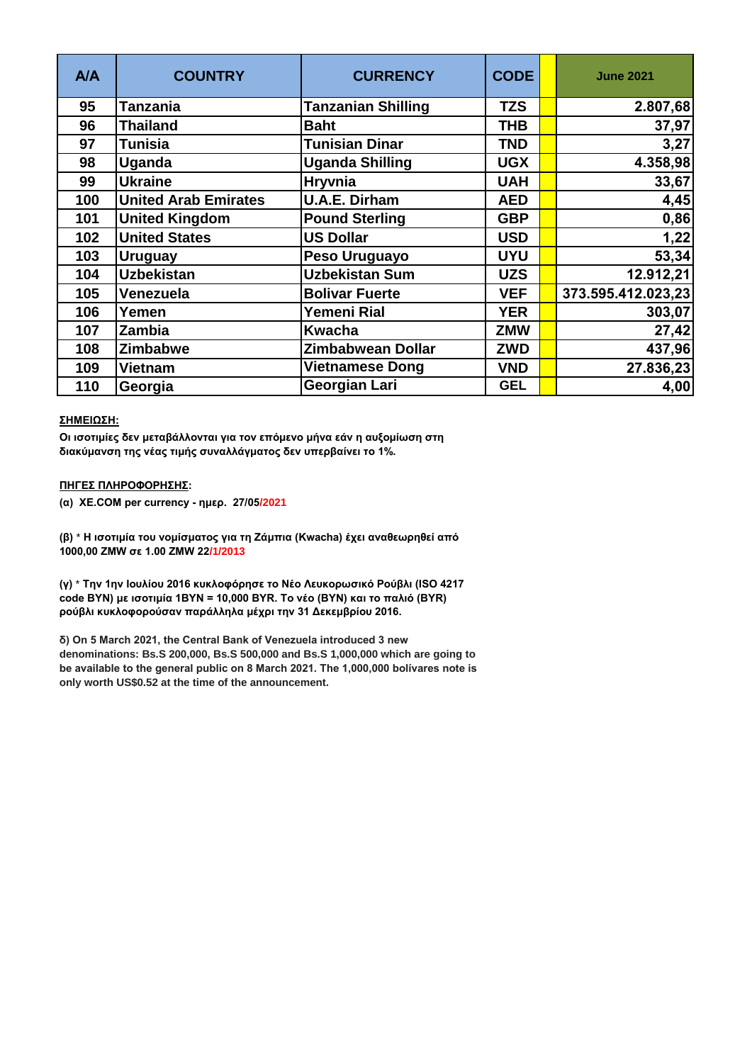| A/A | COUNTRY | CURRENCY | CODE | | June 2021 |
|---|---|---|---|---|---|
| 95 | Tanzania | Tanzanian Shilling | TZS | | 2.807,68 |
| 96 | Thailand | Baht | THB | | 37,97 |
| 97 | Tunisia | Tunisian Dinar | TND | | 3,27 |
| 98 | Uganda | Uganda Shilling | UGX | | 4.358,98 |
| 99 | Ukraine | Hryvnia | UAH | | 33,67 |
| 100 | United Arab Emirates | U.A.E. Dirham | AED | | 4,45 |
| 101 | United Kingdom | Pound Sterling | GBP | | 0,86 |
| 102 | United States | US Dollar | USD | | 1,22 |
| 103 | Uruguay | Peso Uruguayo | UYU | | 53,34 |
| 104 | Uzbekistan | Uzbekistan Sum | UZS | | 12.912,21 |
| 105 | Venezuela | Bolivar Fuerte | VEF | | 373.595.412.023,23 |
| 106 | Yemen | Yemeni Rial | YER | | 303,07 |
| 107 | Zambia | Kwacha | ZMW | | 27,42 |
| 108 | Zimbabwe | Zimbabwean Dollar | ZWD | | 437,96 |
| 109 | Vietnam | Vietnamese Dong | VND | | 27.836,23 |
| 110 | Georgia | Georgian Lari | GEL | | 4,00 |

**ΣΗΜΕΙΩΣΗ:**

**Οι ισοτιμίες δεν μεταβάλλονται για τον επόμενο μήνα εάν η αυξομίωση στη διακύμανση της νέας τιμής συναλλάγματος δεν υπερβαίνει το 1%.**

**ΠΗΓΕΣ ΠΛΗΡΟΦΟΡΗΣΗΣ:**

**(α) XE.COM per currency - ημερ. 27/05/2021**

**(β) * Η ισοτιμία του νομίσματος για τη Ζάμπια (Kwacha) έχει αναθεωρηθεί από 1000,00 ZMW σε 1.00 ZMW 22/1/2013**

**(γ) * Την 1ην Ιουλίου 2016 κυκλοφόρησε το Νέο Λευκορωσικό Ρούβλι (ISO 4217 code BYN) με ισοτιμία 1BYN = 10,000 BYR. Το νέο (BYN) και το παλιό (BYR) ρούβλι κυκλοφορούσαν παράλληλα μέχρι την 31 Δεκεμβρίου 2016.**

**δ) On 5 March 2021, the Central Bank of Venezuela introduced 3 new denominations: Bs.S 200,000, Bs.S 500,000 and Bs.S 1,000,000 which are going to be available to the general public on 8 March 2021. The 1,000,000 bolívares note is only worth US$0.52 at the time of the announcement.**